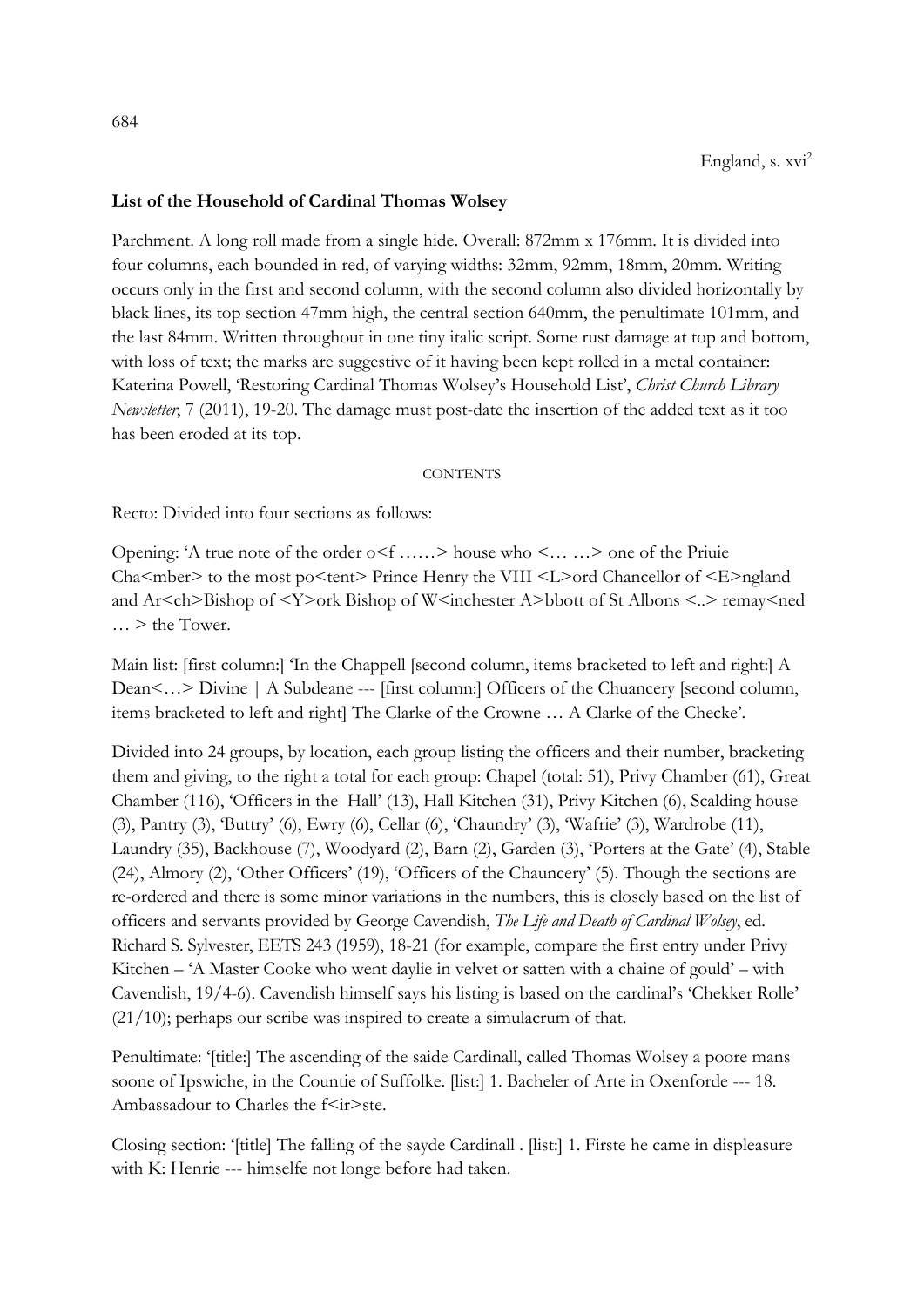England, s. xvi²

**List of the Household of Cardinal Thomas Wolsey**

Parchment. A long roll made from a single hide. Overall: 872mm x 176mm. It is divided into four columns, each bounded in red, of varying widths: 32mm, 92mm, 18mm, 20mm. Writing occurs only in the first and second column, with the second column also divided horizontally by black lines, its top section 47mm high, the central section 640mm, the penultimate 101mm, and the last 84mm. Written throughout in one tiny italic script. Some rust damage at top and bottom, with loss of text; the marks are suggestive of it having been kept rolled in a metal container: Katerina Powell, 'Restoring Cardinal Thomas Wolsey's Household List', *Christ Church Library Newsletter*, 7 (2011), 19-20. The damage must post-date the insertion of the added text as it too has been eroded at its top.

CONTENTS

Recto: Divided into four sections as follows:

Opening: 'A true note of the order o<f ……> house who <… …> one of the Priuie Cha<mber> to the most po<tent> Prince Henry the VIII <L>ord Chancellor of <E>ngland and Ar<ch>Bishop of <Y>ork Bishop of W<inchester A>bbott of St Albons <..> remay<ned … > the Tower.

Main list: [first column:] 'In the Chappell [second column, items bracketed to left and right:] A Dean<…> Divine | A Subdeane --- [first column:] Officers of the Chuancery [second column, items bracketed to left and right] The Clarke of the Crowne … A Clarke of the Checke'.

Divided into 24 groups, by location, each group listing the officers and their number, bracketing them and giving, to the right a total for each group: Chapel (total: 51), Privy Chamber (61), Great Chamber (116), 'Officers in the Hall' (13), Hall Kitchen (31), Privy Kitchen (6), Scalding house (3), Pantry (3), 'Buttry' (6), Ewry (6), Cellar (6), 'Chaundry' (3), 'Wafrie' (3), Wardrobe (11), Laundry (35), Backhouse (7), Woodyard (2), Barn (2), Garden (3), 'Porters at the Gate' (4), Stable (24), Almory (2), 'Other Officers' (19), 'Officers of the Chauncery' (5). Though the sections are re-ordered and there is some minor variations in the numbers, this is closely based on the list of officers and servants provided by George Cavendish, *The Life and Death of Cardinal Wolsey*, ed. Richard S. Sylvester, EETS 243 (1959), 18-21 (for example, compare the first entry under Privy Kitchen – 'A Master Cooke who went daylie in velvet or satten with a chaine of gould' – with Cavendish, 19/4-6). Cavendish himself says his listing is based on the cardinal's 'Chekker Rolle' (21/10); perhaps our scribe was inspired to create a simulacrum of that.

Penultimate: '[title:] The ascending of the saide Cardinall, called Thomas Wolsey a poore mans soone of Ipswiche, in the Countie of Suffolke. [list:] 1. Bacheler of Arte in Oxenforde --- 18. Ambassadour to Charles the f<ir>ste.

Closing section: '[title] The falling of the sayde Cardinall . [list:] 1. Firste he came in displeasure with K: Henrie --- himselfe not longe before had taken.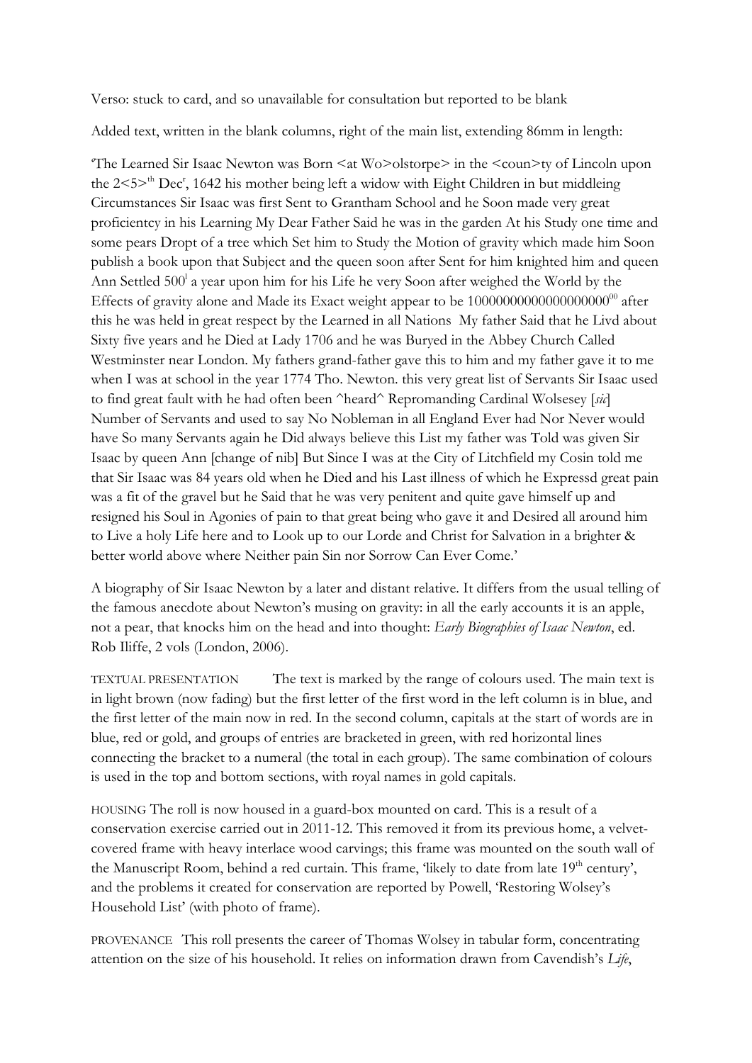Verso: stuck to card, and so unavailable for consultation but reported to be blank

Added text, written in the blank columns, right of the main list, extending 86mm in length:

'The Learned Sir Isaac Newton was Born <at Wo>olstorpe> in the <coun>ty of Lincoln upon the 2<5>[th] Dec[r], 1642 his mother being left a widow with Eight Children in but middleing Circumstances Sir Isaac was first Sent to Grantham School and he Soon made very great proficientcy in his Learning My Dear Father Said he was in the garden At his Study one time and some pears Dropt of a tree which Set him to Study the Motion of gravity which made him Soon publish a book upon that Subject and the queen soon after Sent for him knighted him and queen Ann Settled 500[l] a year upon him for his Life he very Soon after weighed the World by the Effects of gravity alone and Made its Exact weight appear to be 10000000000000000000[00] after this he was held in great respect by the Learned in all Nations My father Said that he Livd about Sixty five years and he Died at Lady 1706 and he was Buryed in the Abbey Church Called Westminster near London. My fathers grand-father gave this to him and my father gave it to me when I was at school in the year 1774 Tho. Newton. this very great list of Servants Sir Isaac used to find great fault with he had often been ^heard^ Repromanding Cardinal Wolsesey [*sic*] Number of Servants and used to say No Nobleman in all England Ever had Nor Never would have So many Servants again he Did always believe this List my father was Told was given Sir Isaac by queen Ann [change of nib] But Since I was at the City of Litchfield my Cosin told me that Sir Isaac was 84 years old when he Died and his Last illness of which he Expressd great pain was a fit of the gravel but he Said that he was very penitent and quite gave himself up and resigned his Soul in Agonies of pain to that great being who gave it and Desired all around him to Live a holy Life here and to Look up to our Lorde and Christ for Salvation in a brighter & better world above where Neither pain Sin nor Sorrow Can Ever Come.'

A biography of Sir Isaac Newton by a later and distant relative. It differs from the usual telling of the famous anecdote about Newton's musing on gravity: in all the early accounts it is an apple, not a pear, that knocks him on the head and into thought: *Early Biographies of Isaac Newton*, ed. Rob Iliffe, 2 vols (London, 2006).

TEXTUAL PRESENTATION The text is marked by the range of colours used. The main text is in light brown (now fading) but the first letter of the first word in the left column is in blue, and the first letter of the main now in red. In the second column, capitals at the start of words are in blue, red or gold, and groups of entries are bracketed in green, with red horizontal lines connecting the bracket to a numeral (the total in each group). The same combination of colours is used in the top and bottom sections, with royal names in gold capitals.

HOUSING The roll is now housed in a guard-box mounted on card. This is a result of a conservation exercise carried out in 2011-12. This removed it from its previous home, a velvet-covered frame with heavy interlace wood carvings; this frame was mounted on the south wall of the Manuscript Room, behind a red curtain. This frame, 'likely to date from late 19[th] century', and the problems it created for conservation are reported by Powell, 'Restoring Wolsey's Household List' (with photo of frame).

PROVENANCE This roll presents the career of Thomas Wolsey in tabular form, concentrating attention on the size of his household. It relies on information drawn from Cavendish's *Life*,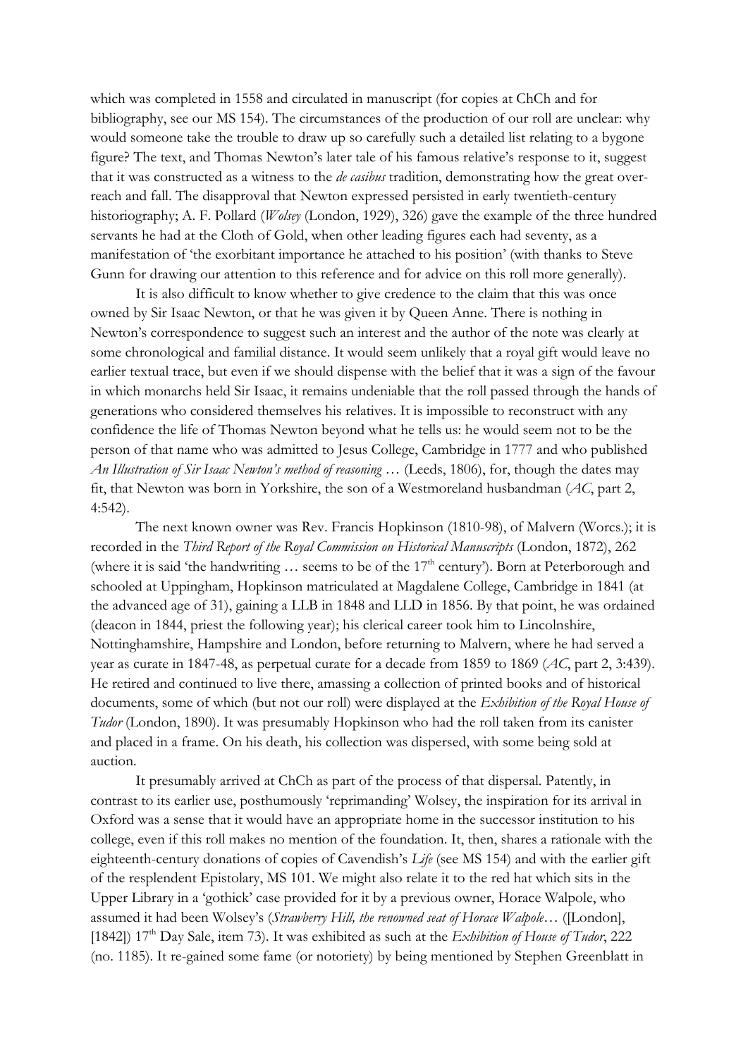which was completed in 1558 and circulated in manuscript (for copies at ChCh and for bibliography, see our MS 154). The circumstances of the production of our roll are unclear: why would someone take the trouble to draw up so carefully such a detailed list relating to a bygone figure? The text, and Thomas Newton's later tale of his famous relative's response to it, suggest that it was constructed as a witness to the *de casibus* tradition, demonstrating how the great over-reach and fall. The disapproval that Newton expressed persisted in early twentieth-century historiography; A. F. Pollard (*Wolsey* (London, 1929), 326) gave the example of the three hundred servants he had at the Cloth of Gold, when other leading figures each had seventy, as a manifestation of 'the exorbitant importance he attached to his position' (with thanks to Steve Gunn for drawing our attention to this reference and for advice on this roll more generally).

It is also difficult to know whether to give credence to the claim that this was once owned by Sir Isaac Newton, or that he was given it by Queen Anne. There is nothing in Newton's correspondence to suggest such an interest and the author of the note was clearly at some chronological and familial distance. It would seem unlikely that a royal gift would leave no earlier textual trace, but even if we should dispense with the belief that it was a sign of the favour in which monarchs held Sir Isaac, it remains undeniable that the roll passed through the hands of generations who considered themselves his relatives. It is impossible to reconstruct with any confidence the life of Thomas Newton beyond what he tells us: he would seem not to be the person of that name who was admitted to Jesus College, Cambridge in 1777 and who published *An Illustration of Sir Isaac Newton's method of reasoning* … (Leeds, 1806), for, though the dates may fit, that Newton was born in Yorkshire, the son of a Westmoreland husbandman (*AC*, part 2, 4:542).

The next known owner was Rev. Francis Hopkinson (1810-98), of Malvern (Worcs.); it is recorded in the *Third Report of the Royal Commission on Historical Manuscripts* (London, 1872), 262 (where it is said 'the handwriting … seems to be of the 17th century'). Born at Peterborough and schooled at Uppingham, Hopkinson matriculated at Magdalene College, Cambridge in 1841 (at the advanced age of 31), gaining a LLB in 1848 and LLD in 1856. By that point, he was ordained (deacon in 1844, priest the following year); his clerical career took him to Lincolnshire, Nottinghamshire, Hampshire and London, before returning to Malvern, where he had served a year as curate in 1847-48, as perpetual curate for a decade from 1859 to 1869 (*AC*, part 2, 3:439). He retired and continued to live there, amassing a collection of printed books and of historical documents, some of which (but not our roll) were displayed at the *Exhibition of the Royal House of Tudor* (London, 1890). It was presumably Hopkinson who had the roll taken from its canister and placed in a frame. On his death, his collection was dispersed, with some being sold at auction.

It presumably arrived at ChCh as part of the process of that dispersal. Patently, in contrast to its earlier use, posthumously 'reprimanding' Wolsey, the inspiration for its arrival in Oxford was a sense that it would have an appropriate home in the successor institution to his college, even if this roll makes no mention of the foundation. It, then, shares a rationale with the eighteenth-century donations of copies of Cavendish's *Life* (see MS 154) and with the earlier gift of the resplendent Epistolary, MS 101. We might also relate it to the red hat which sits in the Upper Library in a 'gothick' case provided for it by a previous owner, Horace Walpole, who assumed it had been Wolsey's (*Strawberry Hill, the renowned seat of Horace Walpole*… ([London], [1842]) 17th Day Sale, item 73). It was exhibited as such at the *Exhibition of House of Tudor*, 222 (no. 1185). It re-gained some fame (or notoriety) by being mentioned by Stephen Greenblatt in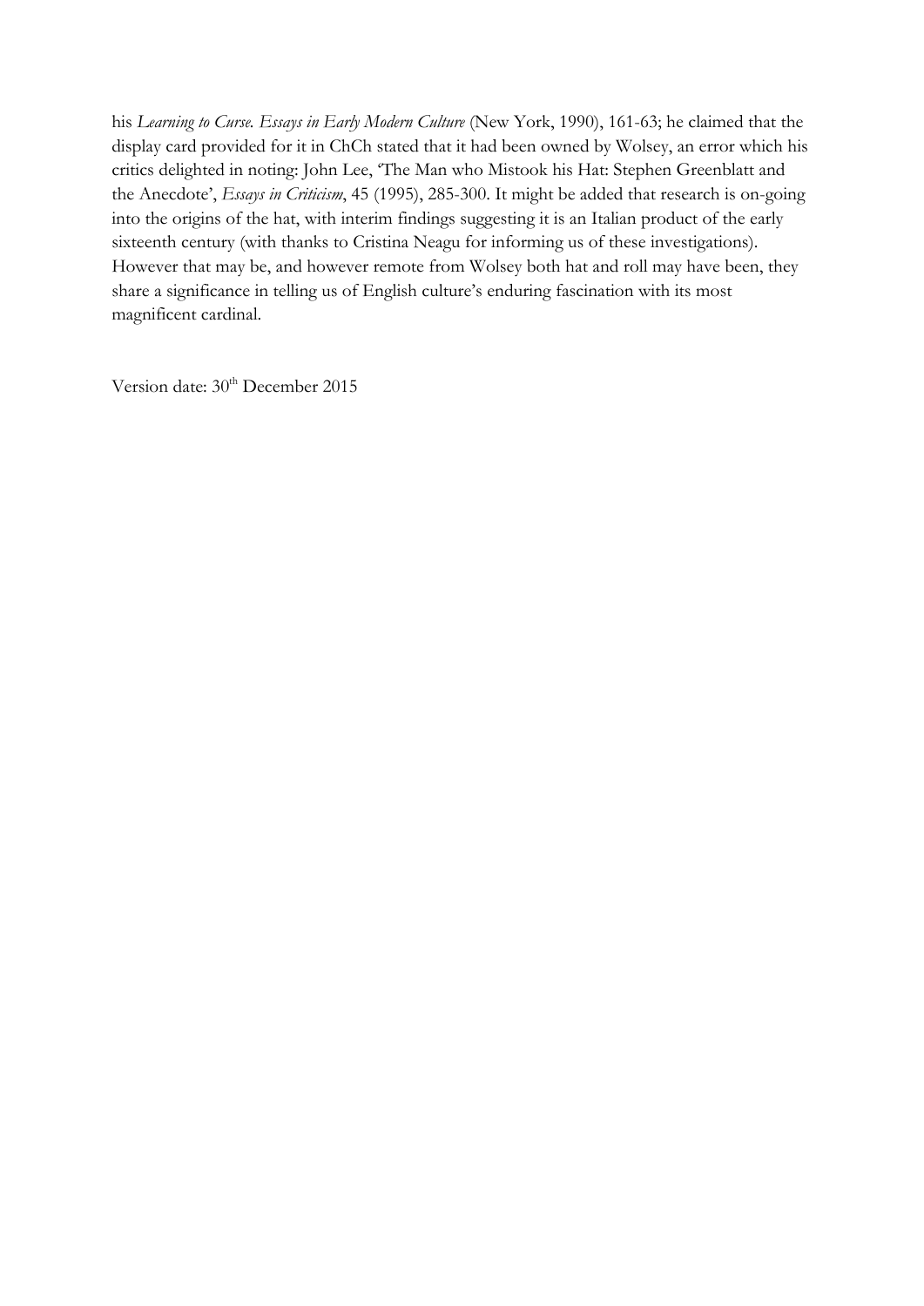his *Learning to Curse. Essays in Early Modern Culture* (New York, 1990), 161-63; he claimed that the display card provided for it in ChCh stated that it had been owned by Wolsey, an error which his critics delighted in noting: John Lee, 'The Man who Mistook his Hat: Stephen Greenblatt and the Anecdote', *Essays in Criticism*, 45 (1995), 285-300. It might be added that research is on-going into the origins of the hat, with interim findings suggesting it is an Italian product of the early sixteenth century (with thanks to Cristina Neagu for informing us of these investigations). However that may be, and however remote from Wolsey both hat and roll may have been, they share a significance in telling us of English culture's enduring fascination with its most magnificent cardinal.

Version date: 30th December 2015